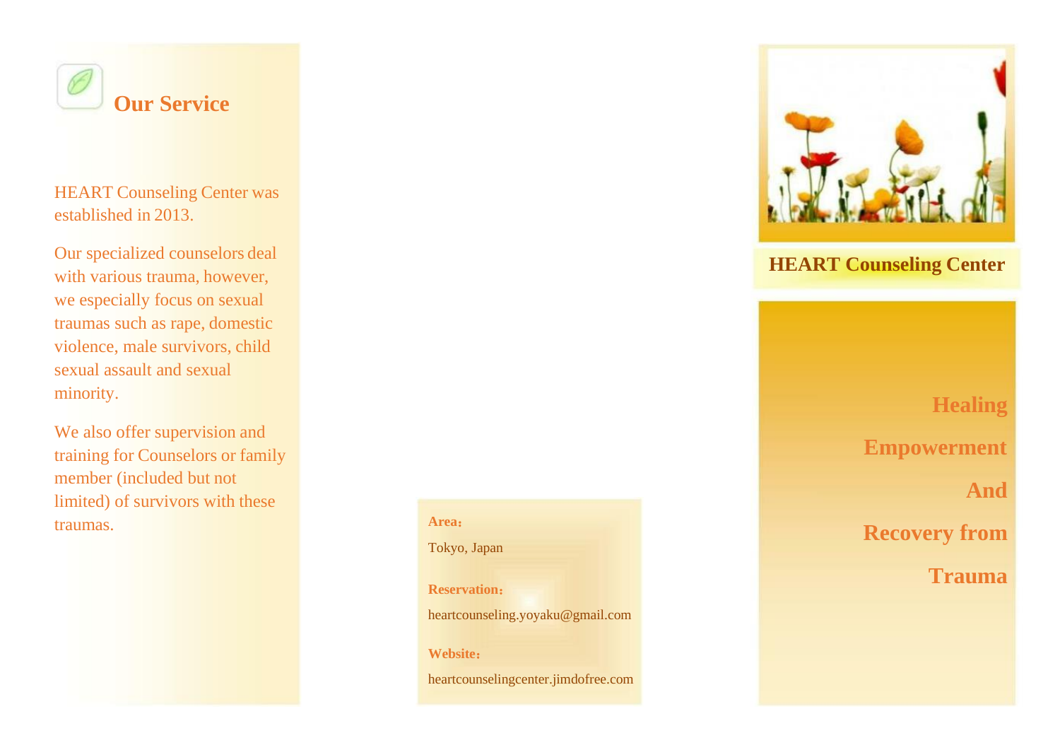## Our Service

HEART Counseling Center was established in 2013.

Our specialized counselors deal with various trauma, however, we especially focus on sexual traumas such as rape, domestic violence, male survivors, child sexual assault and sexual minority.

We also offer supervision and training for Counselors or family member (included but not limited) of survivors with these traumas.

**Area：**

Tokyo, Japan

**Reservation：**

heartcounseling.yoyaku@gmail.com

**Website：**

heartcounselingcenter.jimdofree.com

# HEART Counseling Center

## Healing Empowerment And Recovery from Trauma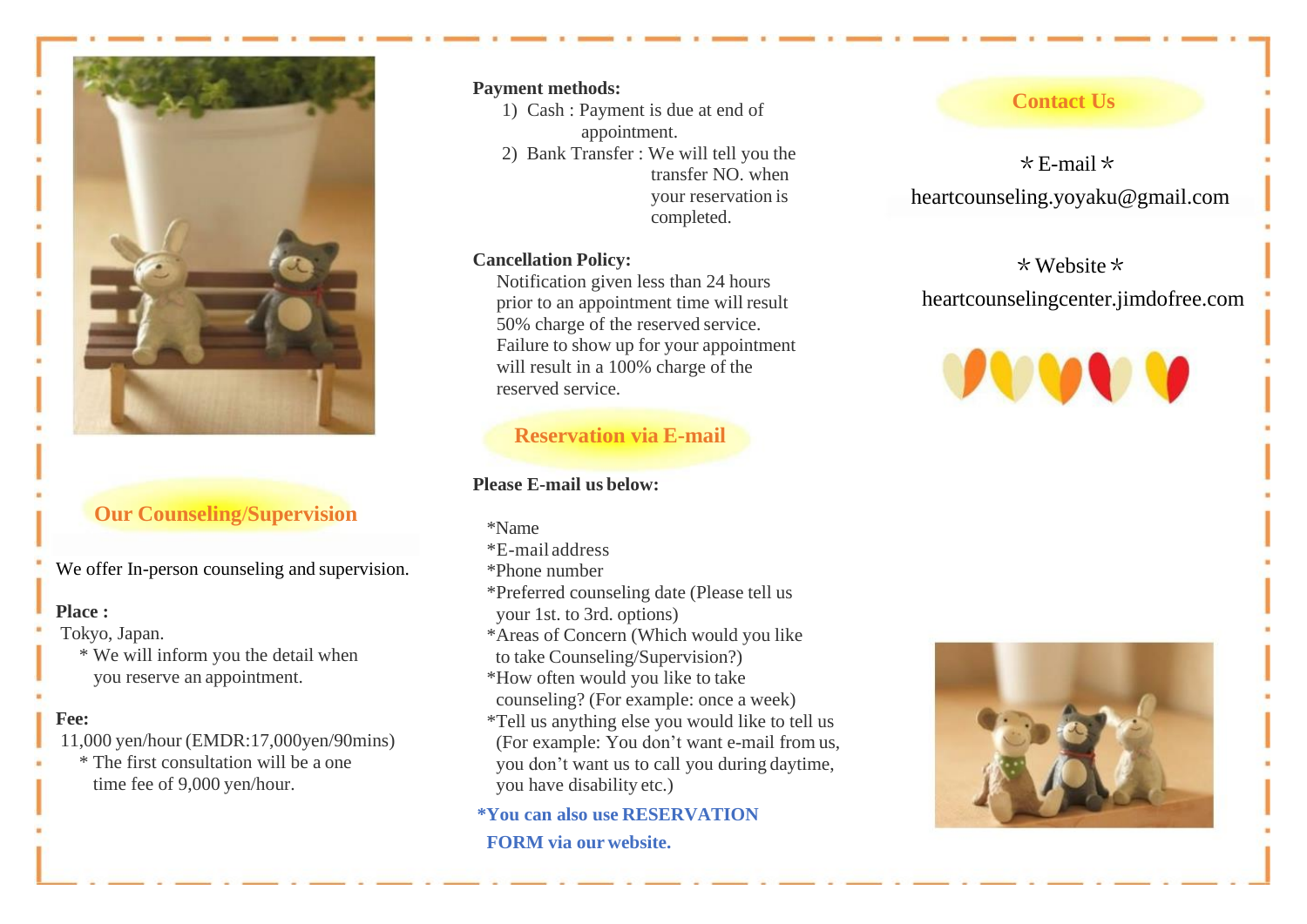## Our Counseling/Supervision

We offer In-person counseling and supervision.

**Place :**

Tokyo, Japan.

* We will inform you the detail when you reserve an appointment.

**Fee:**

11,000 yen/hour (EMDR:17,000yen/90mins)

* The first consultation will be a one time fee of 9,000 yen/hour.

**Payment methods:**

1) Cash : Payment is due at end of appointment.
2) Bank Transfer : We will tell you the transfer NO. when your reservation is completed.

**Cancellation Policy:**

Notification given less than 24 hours prior to an appointment time will result 50% charge of the reserved service. Failure to show up for your appointment will result in a 100% charge of the reserved service.

## Reservation via E-mail

**Please E-mail us below:**

*Name
*E-mail address
*Phone number
*Preferred counseling date (Please tell us your 1st. to 3rd. options)
*Areas of Concern (Which would you like to take Counseling/Supervision?)
*How often would you like to take counseling? (For example: once a week)
*Tell us anything else you would like to tell us (For example: You don't want e-mail from us, you don't want us to call you during daytime, you have disability etc.)

**\*You can also use RESERVATION FORM via our website.**

## Contact Us

＊E-mail＊

heartcounseling.yoyaku@gmail.com

＊Website＊

heartcounselingcenter.jimdofree.com